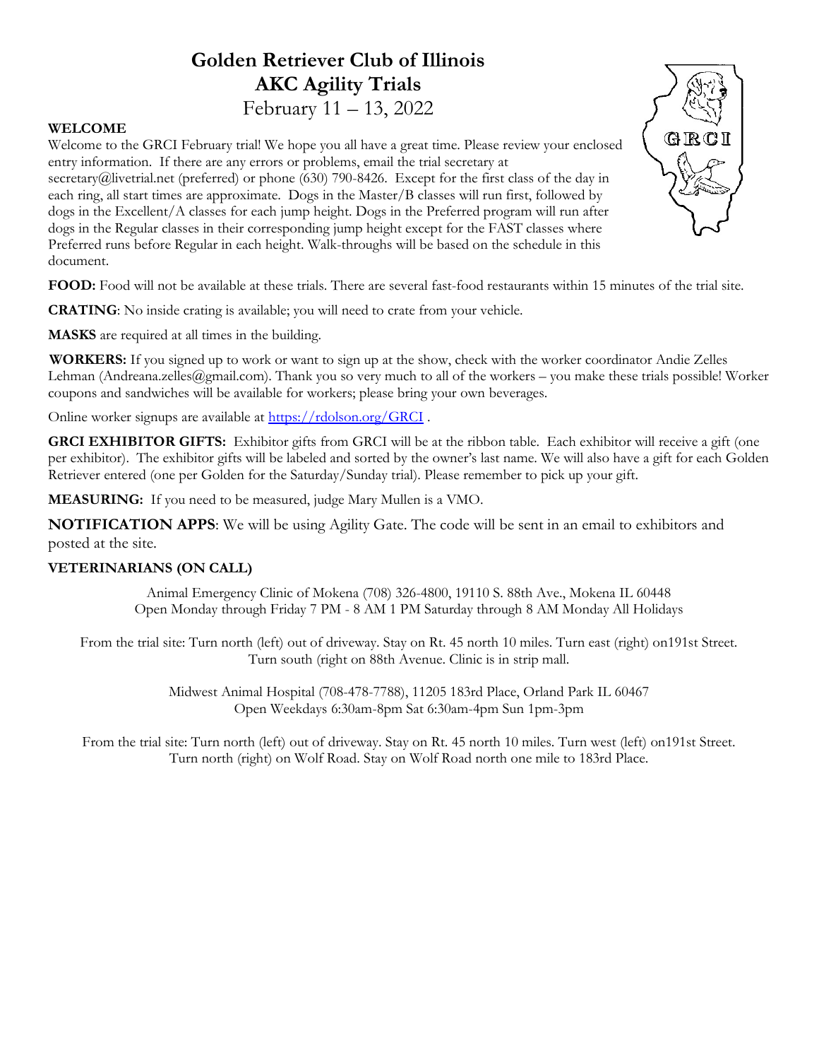# Golden Retriever Club of Illinois
# AKC Agility Trials

February 11 – 13, 2022

**WELCOME**

Welcome to the GRCI February trial! We hope you all have a great time. Please review your enclosed entry information. If there are any errors or problems, email the trial secretary at secretary@livetrial.net (preferred) or phone (630) 790-8426. Except for the first class of the day in each ring, all start times are approximate. Dogs in the Master/B classes will run first, followed by dogs in the Excellent/A classes for each jump height. Dogs in the Preferred program will run after dogs in the Regular classes in their corresponding jump height except for the FAST classes where Preferred runs before Regular in each height. Walk-throughs will be based on the schedule in this document.

**FOOD:** Food will not be available at these trials. There are several fast-food restaurants within 15 minutes of the trial site.

**CRATING**: No inside crating is available; you will need to crate from your vehicle.

**MASKS** are required at all times in the building.

**WORKERS:** If you signed up to work or want to sign up at the show, check with the worker coordinator Andie Zelles Lehman (Andreana.zelles@gmail.com). Thank you so very much to all of the workers – you make these trials possible! Worker coupons and sandwiches will be available for workers; please bring your own beverages.

Online worker signups are available at [https://rdolson.org/GRCI](https://rdolson.org/GRCI) .

**GRCI EXHIBITOR GIFTS:** Exhibitor gifts from GRCI will be at the ribbon table. Each exhibitor will receive a gift (one per exhibitor). The exhibitor gifts will be labeled and sorted by the owner's last name. We will also have a gift for each Golden Retriever entered (one per Golden for the Saturday/Sunday trial). Please remember to pick up your gift.

**MEASURING:** If you need to be measured, judge Mary Mullen is a VMO.

**NOTIFICATION APPS**: We will be using Agility Gate. The code will be sent in an email to exhibitors and posted at the site.

**VETERINARIANS (ON CALL)**

Animal Emergency Clinic of Mokena (708) 326-4800, 19110 S. 88th Ave., Mokena IL 60448
Open Monday through Friday 7 PM - 8 AM 1 PM Saturday through 8 AM Monday All Holidays

From the trial site: Turn north (left) out of driveway. Stay on Rt. 45 north 10 miles. Turn east (right) on191st Street. Turn south (right on 88th Avenue. Clinic is in strip mall.

Midwest Animal Hospital (708-478-7788), 11205 183rd Place, Orland Park IL 60467
Open Weekdays 6:30am-8pm Sat 6:30am-4pm Sun 1pm-3pm

From the trial site: Turn north (left) out of driveway. Stay on Rt. 45 north 10 miles. Turn west (left) on191st Street. Turn north (right) on Wolf Road. Stay on Wolf Road north one mile to 183rd Place.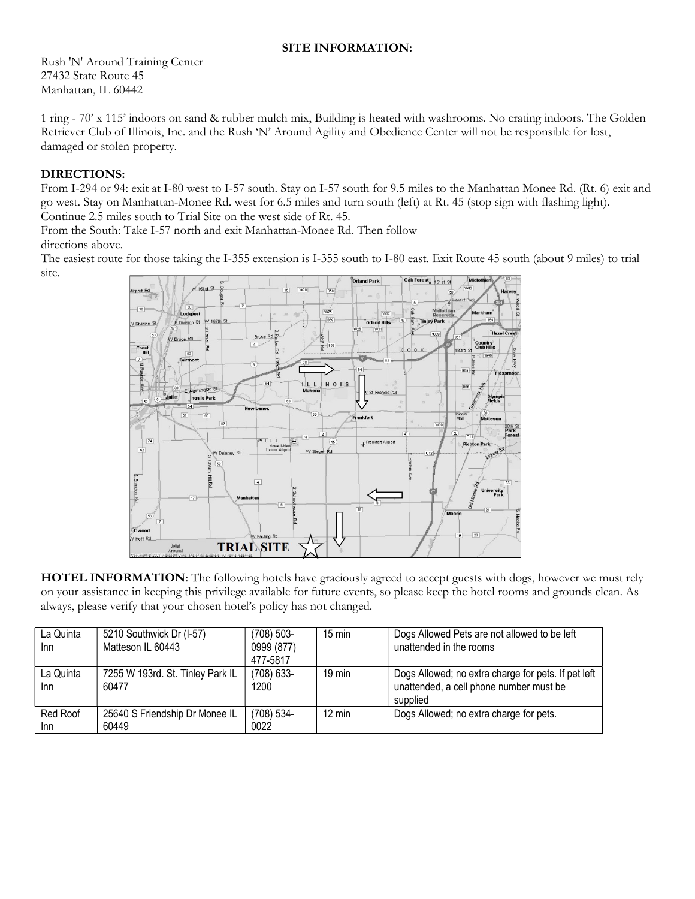**SITE INFORMATION:**

Rush 'N' Around Training Center
27432 State Route 45
Manhattan, IL 60442

1 ring - 70' x 115' indoors on sand & rubber mulch mix, Building is heated with washrooms. No crating indoors. The Golden Retriever Club of Illinois, Inc. and the Rush 'N' Around Agility and Obedience Center will not be responsible for lost, damaged or stolen property.

**DIRECTIONS:**

From I-294 or 94: exit at I-80 west to I-57 south. Stay on I-57 south for 9.5 miles to the Manhattan Monee Rd. (Rt. 6) exit and go west. Stay on Manhattan-Monee Rd. west for 6.5 miles and turn south (left) at Rt. 45 (stop sign with flashing light). Continue 2.5 miles south to Trial Site on the west side of Rt. 45.

From the South: Take I-57 north and exit Manhattan-Monee Rd. Then follow directions above.

The easiest route for those taking the I-355 extension is I-355 south to I-80 east. Exit Route 45 south (about 9 miles) to trial site.

**HOTEL INFORMATION**: The following hotels have graciously agreed to accept guests with dogs, however we must rely on your assistance in keeping this privilege available for future events, so please keep the hotel rooms and grounds clean. As always, please verify that your chosen hotel's policy has not changed.

| La Quinta Inn | 5210 Southwick Dr (I-57) Matteson IL 60443 | (708) 503-0999 (877) 477-5817 | 15 min | Dogs Allowed Pets are not allowed to be left unattended in the rooms |
|---|---|---|---|---|
| La Quinta Inn | 7255 W 193rd. St. Tinley Park IL 60477 | (708) 633-1200 | 19 min | Dogs Allowed; no extra charge for pets. If pet left unattended, a cell phone number must be supplied |
| Red Roof Inn | 25640 S Friendship Dr Monee IL 60449 | (708) 534-0022 | 12 min | Dogs Allowed; no extra charge for pets. |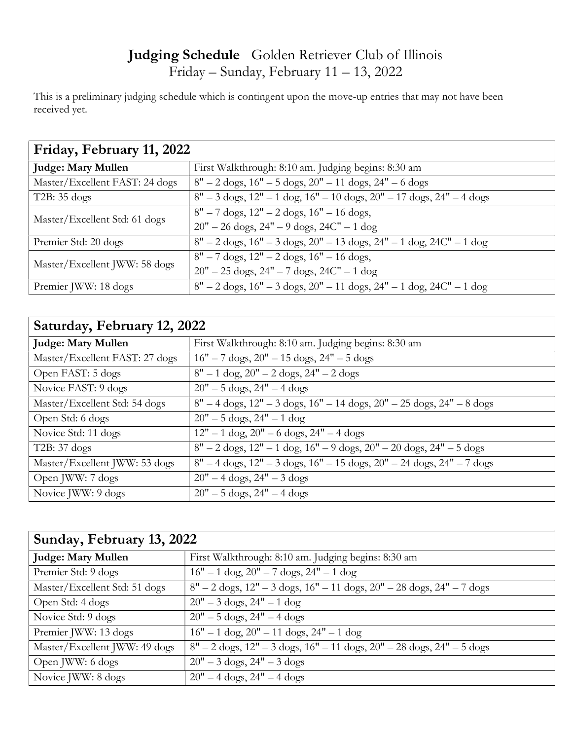# **Judging Schedule** Golden Retriever Club of Illinois

Friday – Sunday, February 11 – 13, 2022

This is a preliminary judging schedule which is contingent upon the move-up entries that may not have been received yet.

| **Friday, February 11, 2022** | |
|---|---|
| **Judge: Mary Mullen** | First Walkthrough: 8:10 am. Judging begins: 8:30 am |
| Master/Excellent FAST: 24 dogs | 8" – 2 dogs, 16" – 5 dogs, 20" – 11 dogs, 24" – 6 dogs |
| T2B: 35 dogs | 8" – 3 dogs, 12" – 1 dog, 16" – 10 dogs, 20" – 17 dogs, 24" – 4 dogs |
| Master/Excellent Std: 61 dogs | 8" – 7 dogs, 12" – 2 dogs, 16" – 16 dogs, 20" – 26 dogs, 24" – 9 dogs, 24C" – 1 dog |
| Premier Std: 20 dogs | 8" – 2 dogs, 16" – 3 dogs, 20" – 13 dogs, 24" – 1 dog, 24C" – 1 dog |
| Master/Excellent JWW: 58 dogs | 8" – 7 dogs, 12" – 2 dogs, 16" – 16 dogs, 20" – 25 dogs, 24" – 7 dogs, 24C" – 1 dog |
| Premier JWW: 18 dogs | 8" – 2 dogs, 16" – 3 dogs, 20" – 11 dogs, 24" – 1 dog, 24C" – 1 dog |

| **Saturday, February 12, 2022** | |
|---|---|
| **Judge: Mary Mullen** | First Walkthrough: 8:10 am. Judging begins: 8:30 am |
| Master/Excellent FAST: 27 dogs | 16" – 7 dogs, 20" – 15 dogs, 24" – 5 dogs |
| Open FAST: 5 dogs | 8" – 1 dog, 20" – 2 dogs, 24" – 2 dogs |
| Novice FAST: 9 dogs | 20" – 5 dogs, 24" – 4 dogs |
| Master/Excellent Std: 54 dogs | 8" – 4 dogs, 12" – 3 dogs, 16" – 14 dogs, 20" – 25 dogs, 24" – 8 dogs |
| Open Std: 6 dogs | 20" – 5 dogs, 24" – 1 dog |
| Novice Std: 11 dogs | 12" – 1 dog, 20" – 6 dogs, 24" – 4 dogs |
| T2B: 37 dogs | 8" – 2 dogs, 12" – 1 dog, 16" – 9 dogs, 20" – 20 dogs, 24" – 5 dogs |
| Master/Excellent JWW: 53 dogs | 8" – 4 dogs, 12" – 3 dogs, 16" – 15 dogs, 20" – 24 dogs, 24" – 7 dogs |
| Open JWW: 7 dogs | 20" – 4 dogs, 24" – 3 dogs |
| Novice JWW: 9 dogs | 20" – 5 dogs, 24" – 4 dogs |

| **Sunday, February 13, 2022** | |
|---|---|
| **Judge: Mary Mullen** | First Walkthrough: 8:10 am. Judging begins: 8:30 am |
| Premier Std: 9 dogs | 16" – 1 dog, 20" – 7 dogs, 24" – 1 dog |
| Master/Excellent Std: 51 dogs | 8" – 2 dogs, 12" – 3 dogs, 16" – 11 dogs, 20" – 28 dogs, 24" – 7 dogs |
| Open Std: 4 dogs | 20" – 3 dogs, 24" – 1 dog |
| Novice Std: 9 dogs | 20" – 5 dogs, 24" – 4 dogs |
| Premier JWW: 13 dogs | 16" – 1 dog, 20" – 11 dogs, 24" – 1 dog |
| Master/Excellent JWW: 49 dogs | 8" – 2 dogs, 12" – 3 dogs, 16" – 11 dogs, 20" – 28 dogs, 24" – 5 dogs |
| Open JWW: 6 dogs | 20" – 3 dogs, 24" – 3 dogs |
| Novice JWW: 8 dogs | 20" – 4 dogs, 24" – 4 dogs |